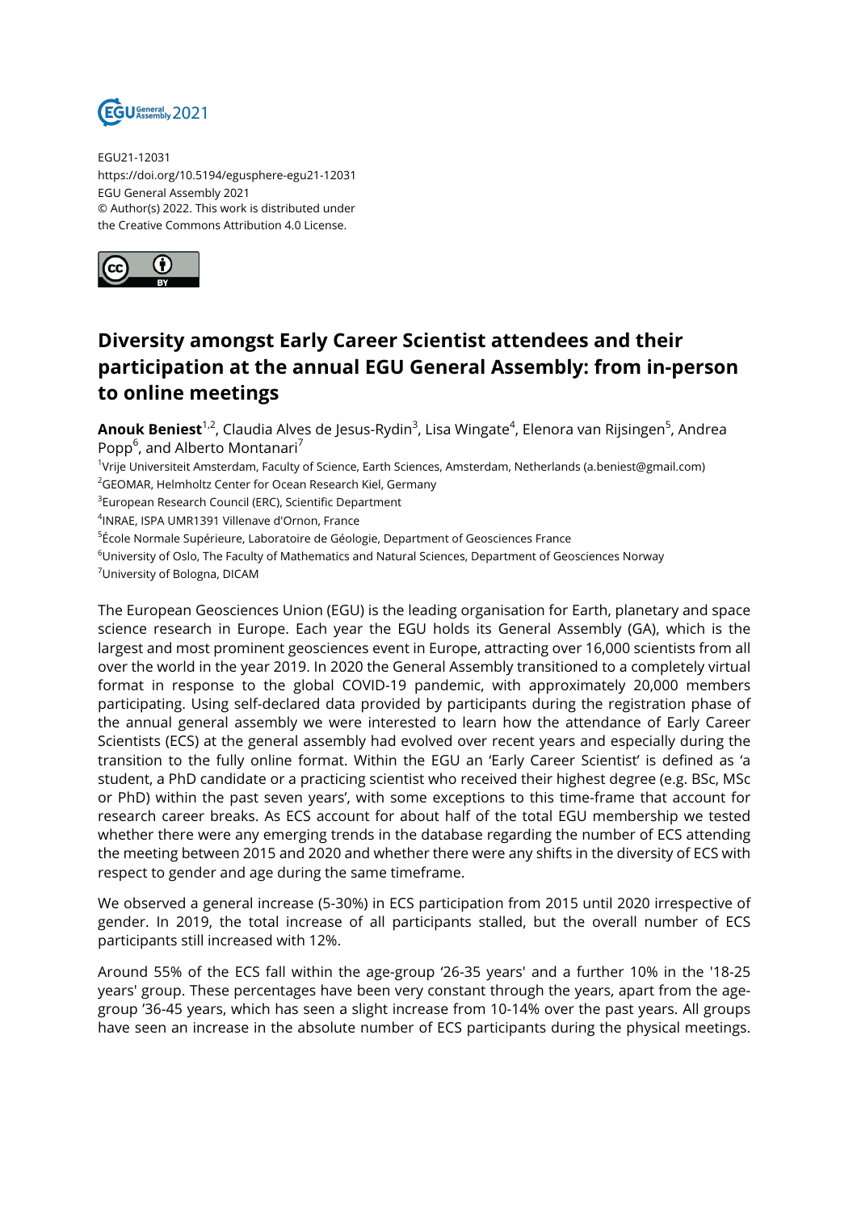EGU21-12031
https://doi.org/10.5194/egusphere-egu21-12031
EGU General Assembly 2021
© Author(s) 2022. This work is distributed under
the Creative Commons Attribution 4.0 License.

# Diversity amongst Early Career Scientist attendees and their participation at the annual EGU General Assembly: from in-person to online meetings

**Anouk Beniest**[1,2], Claudia Alves de Jesus-Rydin[3], Lisa Wingate[4], Elenora van Rijsingen[5], Andrea Popp[6], and Alberto Montanari[7]

[1]Vrije Universiteit Amsterdam, Faculty of Science, Earth Sciences, Amsterdam, Netherlands (a.beniest@gmail.com)
[2]GEOMAR, Helmholtz Center for Ocean Research Kiel, Germany
[3]European Research Council (ERC), Scientific Department
[4]INRAE, ISPA UMR1391 Villenave d'Ornon, France
[5]École Normale Supérieure, Laboratoire de Géologie, Department of Geosciences France
[6]University of Oslo, The Faculty of Mathematics and Natural Sciences, Department of Geosciences Norway
[7]University of Bologna, DICAM

The European Geosciences Union (EGU) is the leading organisation for Earth, planetary and space science research in Europe. Each year the EGU holds its General Assembly (GA), which is the largest and most prominent geosciences event in Europe, attracting over 16,000 scientists from all over the world in the year 2019. In 2020 the General Assembly transitioned to a completely virtual format in response to the global COVID-19 pandemic, with approximately 20,000 members participating. Using self-declared data provided by participants during the registration phase of the annual general assembly we were interested to learn how the attendance of Early Career Scientists (ECS) at the general assembly had evolved over recent years and especially during the transition to the fully online format. Within the EGU an 'Early Career Scientist' is defined as 'a student, a PhD candidate or a practicing scientist who received their highest degree (e.g. BSc, MSc or PhD) within the past seven years', with some exceptions to this time-frame that account for research career breaks. As ECS account for about half of the total EGU membership we tested whether there were any emerging trends in the database regarding the number of ECS attending the meeting between 2015 and 2020 and whether there were any shifts in the diversity of ECS with respect to gender and age during the same timeframe.

We observed a general increase (5-30%) in ECS participation from 2015 until 2020 irrespective of gender. In 2019, the total increase of all participants stalled, but the overall number of ECS participants still increased with 12%.

Around 55% of the ECS fall within the age-group '26-35 years' and a further 10% in the '18-25 years' group. These percentages have been very constant through the years, apart from the age-group '36-45 years, which has seen a slight increase from 10-14% over the past years. All groups have seen an increase in the absolute number of ECS participants during the physical meetings.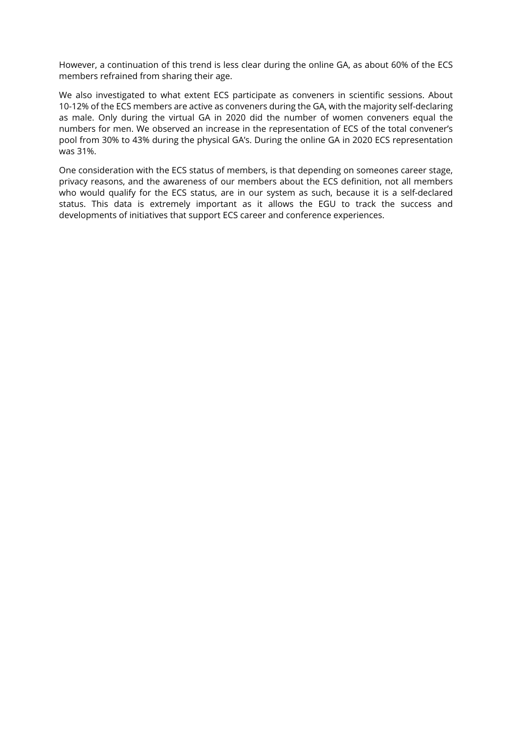However, a continuation of this trend is less clear during the online GA, as about 60% of the ECS members refrained from sharing their age.

We also investigated to what extent ECS participate as conveners in scientific sessions. About 10-12% of the ECS members are active as conveners during the GA, with the majority self-declaring as male. Only during the virtual GA in 2020 did the number of women conveners equal the numbers for men. We observed an increase in the representation of ECS of the total convener's pool from 30% to 43% during the physical GA's. During the online GA in 2020 ECS representation was 31%.

One consideration with the ECS status of members, is that depending on someones career stage, privacy reasons, and the awareness of our members about the ECS definition, not all members who would qualify for the ECS status, are in our system as such, because it is a self-declared status. This data is extremely important as it allows the EGU to track the success and developments of initiatives that support ECS career and conference experiences.